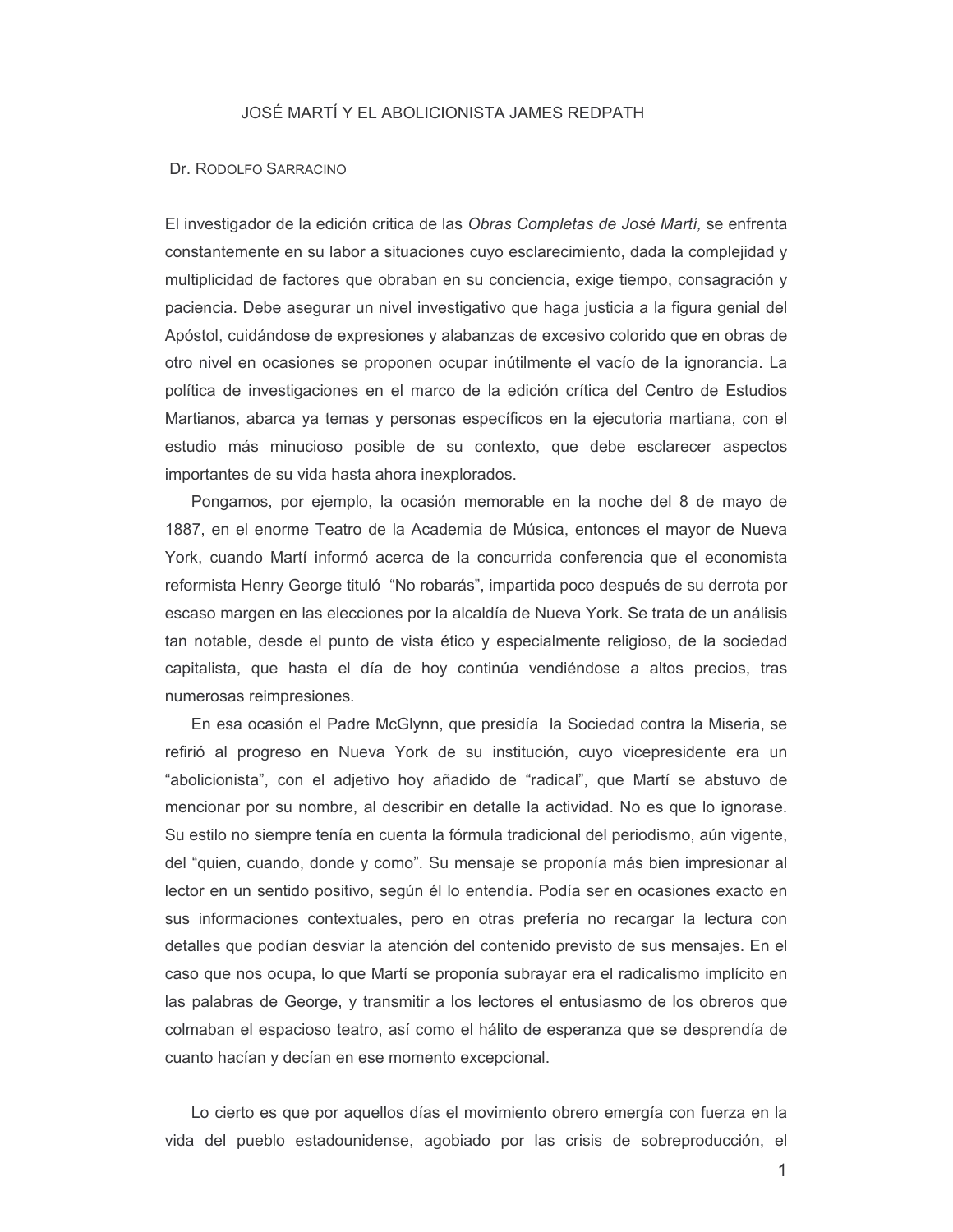# JOSÉ MARTÍ Y EL ABOLICIONISTA JAMES REDPATH

Dr. RODOLFO SARRACINO

El investigador de la edición critica de las *Obras Completas de José Martí,* se enfrenta constantemente en su labor a situaciones cuyo esclarecimiento, dada la complejidad y multiplicidad de factores que obraban en su conciencia, exige tiempo, consagración y paciencia. Debe asegurar un nivel investigativo que haga justicia a la figura genial del Apóstol, cuidándose de expresiones y alabanzas de excesivo colorido que en obras de otro nivel en ocasiones se proponen ocupar inútilmente el vacío de la ignorancia. La política de investigaciones en el marco de la edición crítica del Centro de Estudios Martianos, abarca ya temas y personas específicos en la ejecutoria martiana, con el estudio más minucioso posible de su contexto, que debe esclarecer aspectos importantes de su vida hasta ahora inexplorados.

Pongamos, por ejemplo, la ocasión memorable en la noche del 8 de mayo de 1887, en el enorme Teatro de la Academia de Música, entonces el mayor de Nueva York, cuando Martí informó acerca de la concurrida conferencia que el economista reformista Henry George tituló "No robarás", impartida poco después de su derrota por escaso margen en las elecciones por la alcaldía de Nueva York. Se trata de un análisis tan notable, desde el punto de vista ético y especialmente religioso, de la sociedad capitalista, que hasta el día de hoy continúa vendiéndose a altos precios, tras numerosas reimpresiones.

En esa ocasión el Padre McGlynn, que presidía la Sociedad contra la Miseria, se refirió al progreso en Nueva York de su institución, cuyo vicepresidente era un "abolicionista", con el adjetivo hoy añadido de "radical", que Martí se abstuvo de mencionar por su nombre, al describir en detalle la actividad. No es que lo ignorase. Su estilo no siempre tenía en cuenta la fórmula tradicional del periodismo, aún vigente, del "quien, cuando, donde y como". Su mensaje se proponía más bien impresionar al lector en un sentido positivo, según él lo entendía. Podía ser en ocasiones exacto en sus informaciones contextuales, pero en otras prefería no recargar la lectura con detalles que podían desviar la atención del contenido previsto de sus mensajes. En el caso que nos ocupa, lo que Martí se proponía subrayar era el radicalismo implícito en las palabras de George, y transmitir a los lectores el entusiasmo de los obreros que colmaban el espacioso teatro, así como el hálito de esperanza que se desprendía de cuanto hacían y decían en ese momento excepcional.

Lo cierto es que por aquellos días el movimiento obrero emergía con fuerza en la vida del pueblo estadounidense, agobiado por las crisis de sobreproducción, el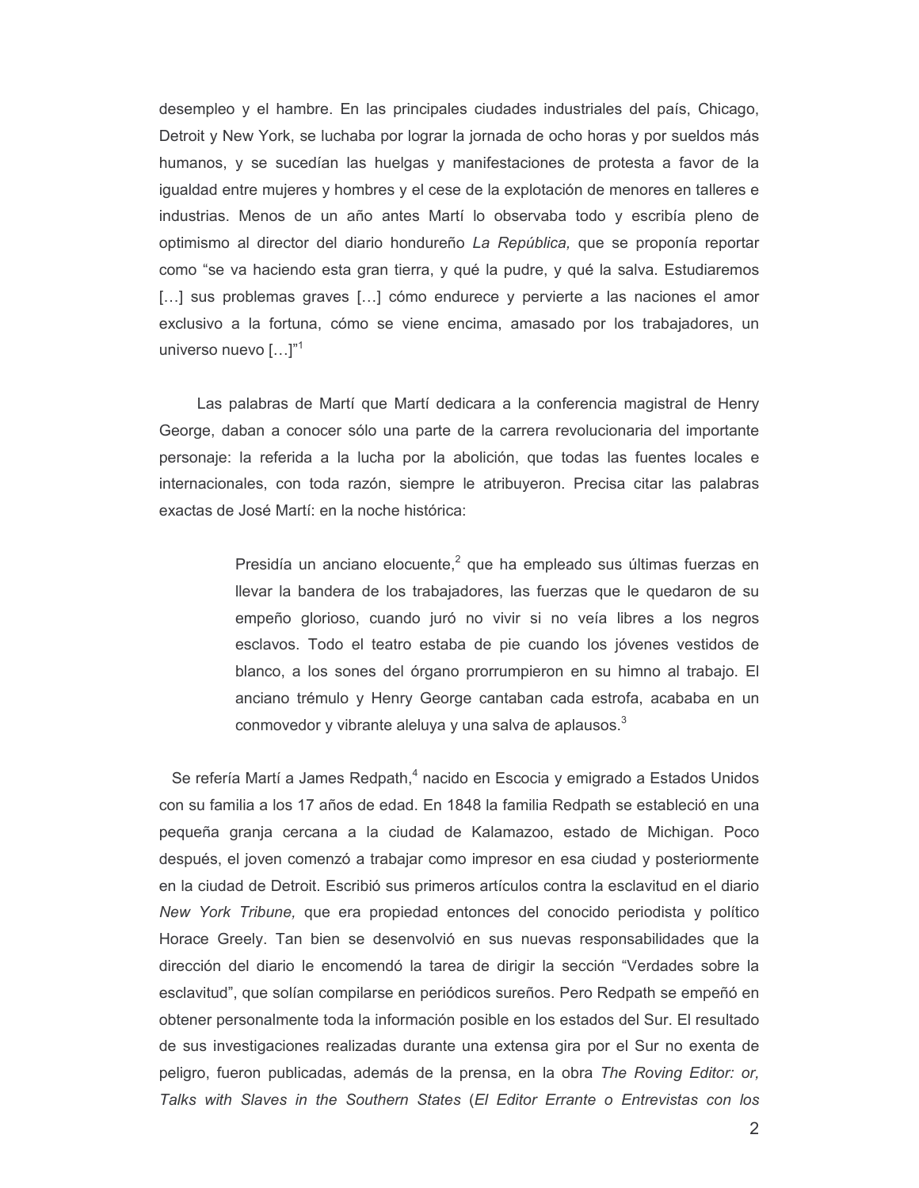desempleo y el hambre. En las principales ciudades industriales del país, Chicago, Detroit y New York, se luchaba por lograr la jornada de ocho horas y por sueldos más humanos, y se sucedían las huelgas y manifestaciones de protesta a favor de la igualdad entre mujeres y hombres y el cese de la explotación de menores en talleres e industrias. Menos de un año antes Martí lo observaba todo y escribía pleno de optimismo al director del diario hondureño *La República,* que se proponía reportar como "se va haciendo esta gran tierra, y qué la pudre, y qué la salva. Estudiaremos […] sus problemas graves […] cómo endurece y pervierte a las naciones el amor exclusivo a la fortuna, cómo se viene encima, amasado por los trabajadores, un universo nuevo […]"[1]

Las palabras de Martí que Martí dedicara a la conferencia magistral de Henry George, daban a conocer sólo una parte de la carrera revolucionaria del importante personaje: la referida a la lucha por la abolición, que todas las fuentes locales e internacionales, con toda razón, siempre le atribuyeron. Precisa citar las palabras exactas de José Martí: en la noche histórica:

> Presidía un anciano elocuente,[2] que ha empleado sus últimas fuerzas en llevar la bandera de los trabajadores, las fuerzas que le quedaron de su empeño glorioso, cuando juró no vivir si no veía libres a los negros esclavos. Todo el teatro estaba de pie cuando los jóvenes vestidos de blanco, a los sones del órgano prorrumpieron en su himno al trabajo. El anciano trémulo y Henry George cantaban cada estrofa, acababa en un conmovedor y vibrante aleluya y una salva de aplausos.[3]

Se refería Martí a James Redpath,[4] nacido en Escocia y emigrado a Estados Unidos con su familia a los 17 años de edad. En 1848 la familia Redpath se estableció en una pequeña granja cercana a la ciudad de Kalamazoo, estado de Michigan. Poco después, el joven comenzó a trabajar como impresor en esa ciudad y posteriormente en la ciudad de Detroit. Escribió sus primeros artículos contra la esclavitud en el diario *New York Tribune,* que era propiedad entonces del conocido periodista y político Horace Greely. Tan bien se desenvolvió en sus nuevas responsabilidades que la dirección del diario le encomendó la tarea de dirigir la sección "Verdades sobre la esclavitud", que solían compilarse en periódicos sureños. Pero Redpath se empeñó en obtener personalmente toda la información posible en los estados del Sur. El resultado de sus investigaciones realizadas durante una extensa gira por el Sur no exenta de peligro, fueron publicadas, además de la prensa, en la obra *The Roving Editor: or, Talks with Slaves in the Southern States* (*El Editor Errante o Entrevistas con los*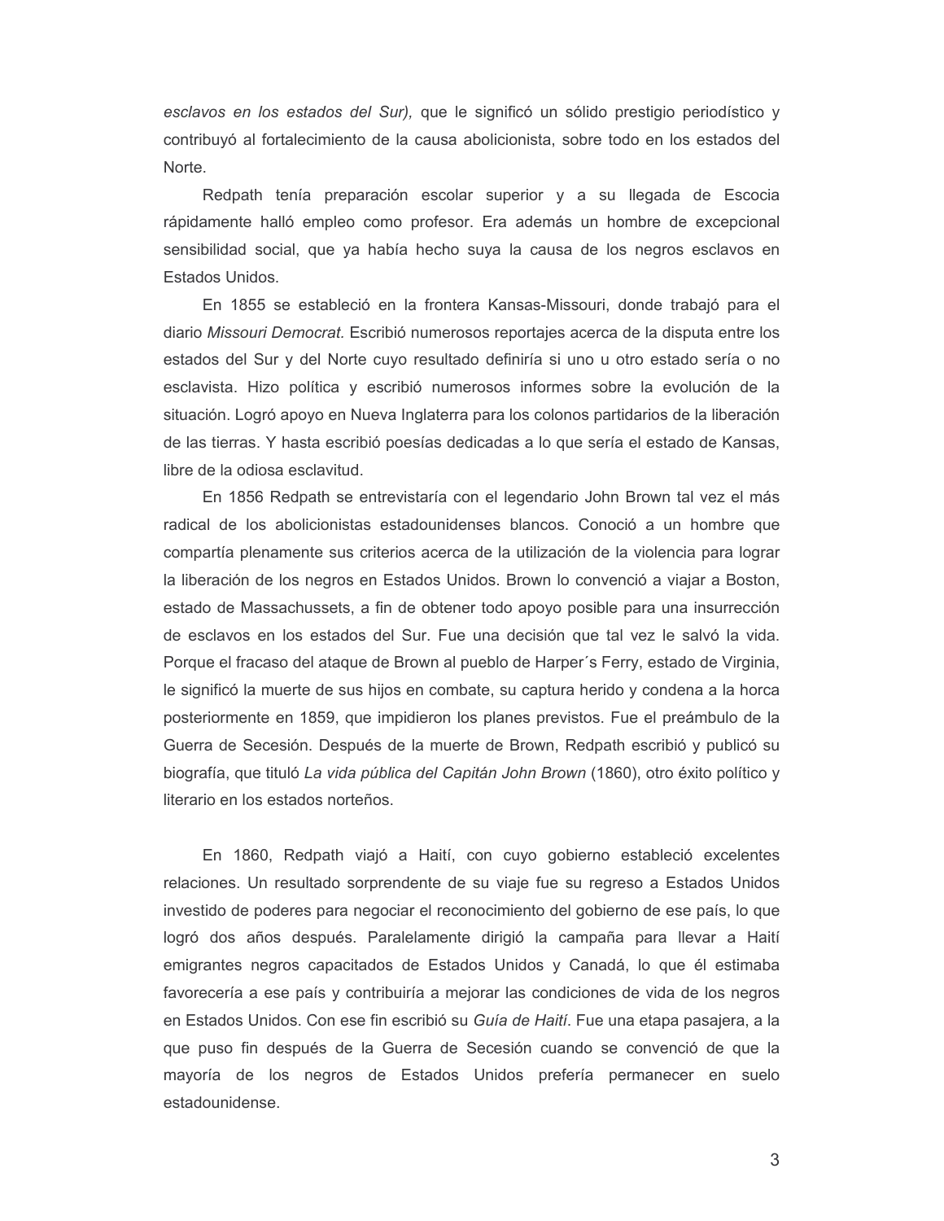*esclavos en los estados del Sur),* que le significó un sólido prestigio periodístico y contribuyó al fortalecimiento de la causa abolicionista, sobre todo en los estados del Norte.

Redpath tenía preparación escolar superior y a su llegada de Escocia rápidamente halló empleo como profesor. Era además un hombre de excepcional sensibilidad social, que ya había hecho suya la causa de los negros esclavos en Estados Unidos.

En 1855 se estableció en la frontera Kansas-Missouri, donde trabajó para el diario *Missouri Democrat.* Escribió numerosos reportajes acerca de la disputa entre los estados del Sur y del Norte cuyo resultado definiría si uno u otro estado sería o no esclavista. Hizo política y escribió numerosos informes sobre la evolución de la situación. Logró apoyo en Nueva Inglaterra para los colonos partidarios de la liberación de las tierras. Y hasta escribió poesías dedicadas a lo que sería el estado de Kansas, libre de la odiosa esclavitud.

En 1856 Redpath se entrevistaría con el legendario John Brown tal vez el más radical de los abolicionistas estadounidenses blancos. Conoció a un hombre que compartía plenamente sus criterios acerca de la utilización de la violencia para lograr la liberación de los negros en Estados Unidos. Brown lo convenció a viajar a Boston, estado de Massachussets, a fin de obtener todo apoyo posible para una insurrección de esclavos en los estados del Sur. Fue una decisión que tal vez le salvó la vida. Porque el fracaso del ataque de Brown al pueblo de Harper´s Ferry, estado de Virginia, le significó la muerte de sus hijos en combate, su captura herido y condena a la horca posteriormente en 1859, que impidieron los planes previstos. Fue el preámbulo de la Guerra de Secesión. Después de la muerte de Brown, Redpath escribió y publicó su biografía, que tituló *La vida pública del Capitán John Brown* (1860), otro éxito político y literario en los estados norteños.

En 1860, Redpath viajó a Haití, con cuyo gobierno estableció excelentes relaciones. Un resultado sorprendente de su viaje fue su regreso a Estados Unidos investido de poderes para negociar el reconocimiento del gobierno de ese país, lo que logró dos años después. Paralelamente dirigió la campaña para llevar a Haití emigrantes negros capacitados de Estados Unidos y Canadá, lo que él estimaba favorecería a ese país y contribuiría a mejorar las condiciones de vida de los negros en Estados Unidos. Con ese fin escribió su *Guía de Haití*. Fue una etapa pasajera, a la que puso fin después de la Guerra de Secesión cuando se convenció de que la mayoría de los negros de Estados Unidos prefería permanecer en suelo estadounidense.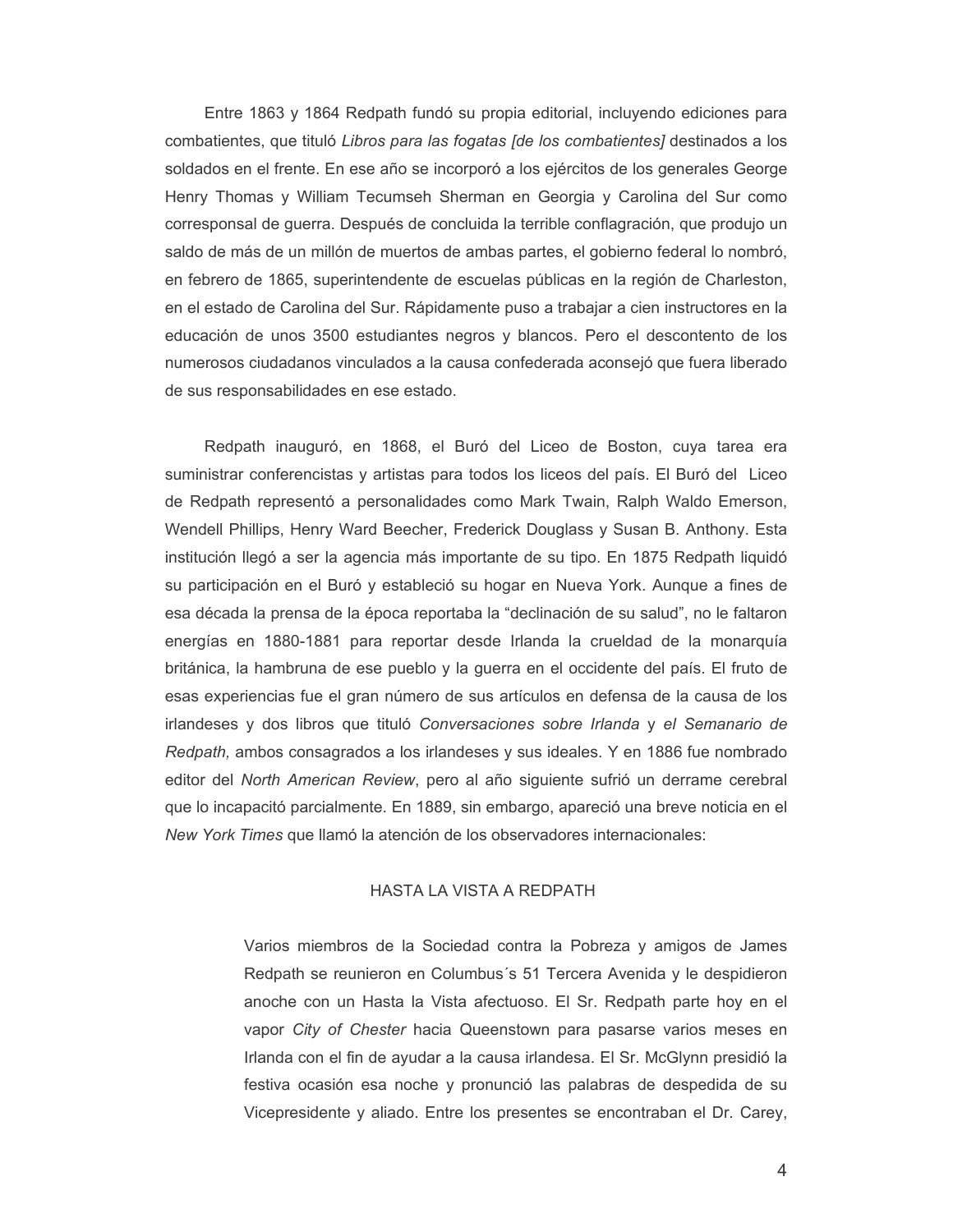Entre 1863 y 1864 Redpath fundó su propia editorial, incluyendo ediciones para combatientes, que tituló *Libros para las fogatas [de los combatientes]* destinados a los soldados en el frente. En ese año se incorporó a los ejércitos de los generales George Henry Thomas y William Tecumseh Sherman en Georgia y Carolina del Sur como corresponsal de guerra. Después de concluida la terrible conflagración, que produjo un saldo de más de un millón de muertos de ambas partes, el gobierno federal lo nombró, en febrero de 1865, superintendente de escuelas públicas en la región de Charleston, en el estado de Carolina del Sur. Rápidamente puso a trabajar a cien instructores en la educación de unos 3500 estudiantes negros y blancos. Pero el descontento de los numerosos ciudadanos vinculados a la causa confederada aconsejó que fuera liberado de sus responsabilidades en ese estado.

Redpath inauguró, en 1868, el Buró del Liceo de Boston, cuya tarea era suministrar conferencistas y artistas para todos los liceos del país. El Buró del Liceo de Redpath representó a personalidades como Mark Twain, Ralph Waldo Emerson, Wendell Phillips, Henry Ward Beecher, Frederick Douglass y Susan B. Anthony. Esta institución llegó a ser la agencia más importante de su tipo. En 1875 Redpath liquidó su participación en el Buró y estableció su hogar en Nueva York. Aunque a fines de esa década la prensa de la época reportaba la "declinación de su salud", no le faltaron energías en 1880-1881 para reportar desde Irlanda la crueldad de la monarquía británica, la hambruna de ese pueblo y la guerra en el occidente del país. El fruto de esas experiencias fue el gran número de sus artículos en defensa de la causa de los irlandeses y dos libros que tituló *Conversaciones sobre Irlanda* y *el Semanario de Redpath,* ambos consagrados a los irlandeses y sus ideales. Y en 1886 fue nombrado editor del *North American Review*, pero al año siguiente sufrió un derrame cerebral que lo incapacitó parcialmente. En 1889, sin embargo, apareció una breve noticia en el *New York Times* que llamó la atención de los observadores internacionales:

HASTA LA VISTA A REDPATH

> Varios miembros de la Sociedad contra la Pobreza y amigos de James Redpath se reunieron en Columbus´s 51 Tercera Avenida y le despidieron anoche con un Hasta la Vista afectuoso. El Sr. Redpath parte hoy en el vapor *City of Chester* hacia Queenstown para pasarse varios meses en Irlanda con el fin de ayudar a la causa irlandesa. El Sr. McGlynn presidió la festiva ocasión esa noche y pronunció las palabras de despedida de su Vicepresidente y aliado. Entre los presentes se encontraban el Dr. Carey,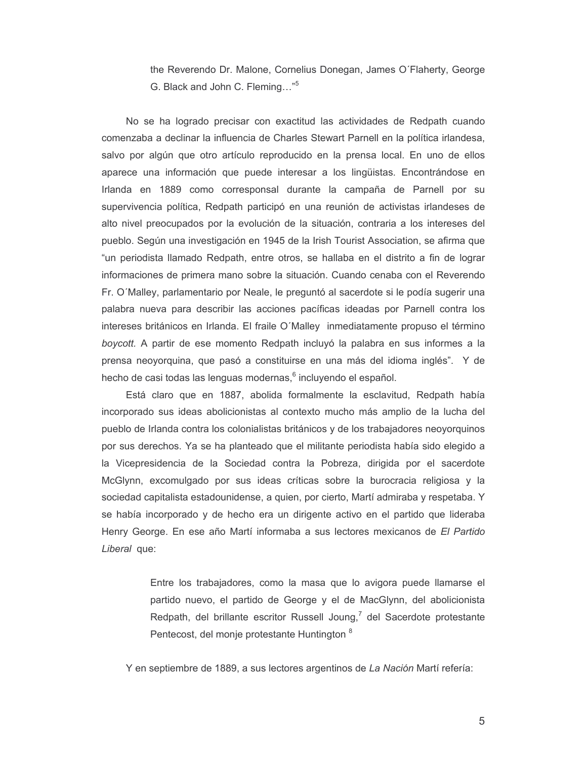> the Reverendo Dr. Malone, Cornelius Donegan, James O´Flaherty, George G. Black and John C. Fleming…"[5]

No se ha logrado precisar con exactitud las actividades de Redpath cuando comenzaba a declinar la influencia de Charles Stewart Parnell en la política irlandesa, salvo por algún que otro artículo reproducido en la prensa local. En uno de ellos aparece una información que puede interesar a los lingüistas. Encontrándose en Irlanda en 1889 como corresponsal durante la campaña de Parnell por su supervivencia política, Redpath participó en una reunión de activistas irlandeses de alto nivel preocupados por la evolución de la situación, contraria a los intereses del pueblo. Según una investigación en 1945 de la Irish Tourist Association, se afirma que "un periodista llamado Redpath, entre otros, se hallaba en el distrito a fin de lograr informaciones de primera mano sobre la situación. Cuando cenaba con el Reverendo Fr. O´Malley, parlamentario por Neale, le preguntó al sacerdote si le podía sugerir una palabra nueva para describir las acciones pacíficas ideadas por Parnell contra los intereses británicos en Irlanda. El fraile O´Malley inmediatamente propuso el término *boycott.* A partir de ese momento Redpath incluyó la palabra en sus informes a la prensa neoyorquina, que pasó a constituirse en una más del idioma inglés". Y de hecho de casi todas las lenguas modernas,[6] incluyendo el español.

Está claro que en 1887, abolida formalmente la esclavitud, Redpath había incorporado sus ideas abolicionistas al contexto mucho más amplio de la lucha del pueblo de Irlanda contra los colonialistas británicos y de los trabajadores neoyorquinos por sus derechos. Ya se ha planteado que el militante periodista había sido elegido a la Vicepresidencia de la Sociedad contra la Pobreza, dirigida por el sacerdote McGlynn, excomulgado por sus ideas críticas sobre la burocracia religiosa y la sociedad capitalista estadounidense, a quien, por cierto, Martí admiraba y respetaba. Y se había incorporado y de hecho era un dirigente activo en el partido que lideraba Henry George. En ese año Martí informaba a sus lectores mexicanos de *El Partido Liberal* que:

> Entre los trabajadores, como la masa que lo avigora puede llamarse el partido nuevo, el partido de George y el de MacGlynn, del abolicionista Redpath, del brillante escritor Russell Joung,[7] del Sacerdote protestante Pentecost, del monje protestante Huntington [8]

Y en septiembre de 1889, a sus lectores argentinos de *La Nación* Martí refería: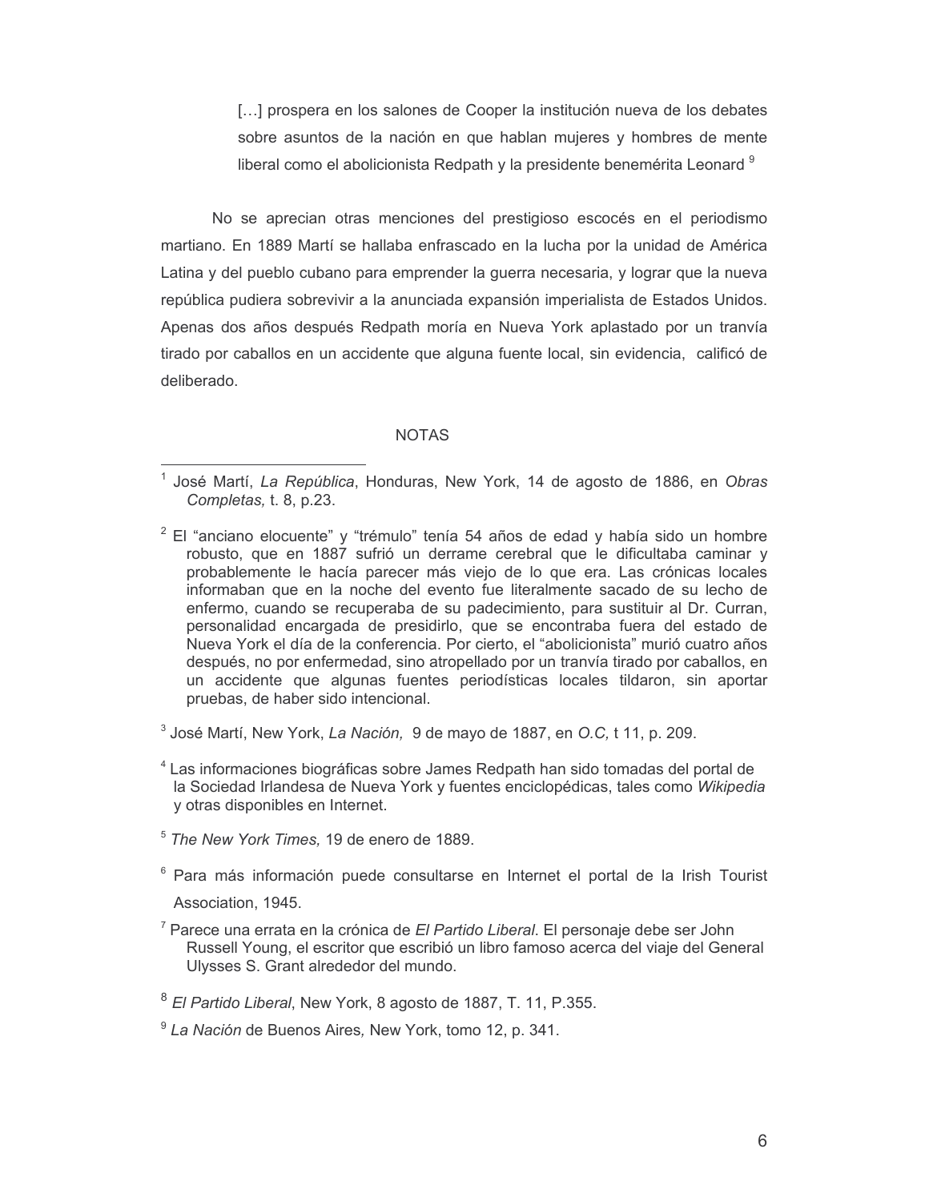> […] prospera en los salones de Cooper la institución nueva de los debates sobre asuntos de la nación en que hablan mujeres y hombres de mente liberal como el abolicionista Redpath y la presidente benemérita Leonard [9]

No se aprecian otras menciones del prestigioso escocés en el periodismo martiano. En 1889 Martí se hallaba enfrascado en la lucha por la unidad de América Latina y del pueblo cubano para emprender la guerra necesaria, y lograr que la nueva república pudiera sobrevivir a la anunciada expansión imperialista de Estados Unidos. Apenas dos años después Redpath moría en Nueva York aplastado por un tranvía tirado por caballos en un accidente que alguna fuente local, sin evidencia, calificó de deliberado.

NOTAS

[1] José Martí, *La República*, Honduras, New York, 14 de agosto de 1886, en *Obras Completas,* t. 8, p.23.

[2] El "anciano elocuente" y "trémulo" tenía 54 años de edad y había sido un hombre robusto, que en 1887 sufrió un derrame cerebral que le dificultaba caminar y probablemente le hacía parecer más viejo de lo que era. Las crónicas locales informaban que en la noche del evento fue literalmente sacado de su lecho de enfermo, cuando se recuperaba de su padecimiento, para sustituir al Dr. Curran, personalidad encargada de presidirlo, que se encontraba fuera del estado de Nueva York el día de la conferencia. Por cierto, el "abolicionista" murió cuatro años después, no por enfermedad, sino atropellado por un tranvía tirado por caballos, en un accidente que algunas fuentes periodísticas locales tildaron, sin aportar pruebas, de haber sido intencional.

[3] José Martí, New York, *La Nación,* 9 de mayo de 1887, en *O.C,* t 11, p. 209.

[4] Las informaciones biográficas sobre James Redpath han sido tomadas del portal de la Sociedad Irlandesa de Nueva York y fuentes enciclopédicas, tales como *Wikipedia* y otras disponibles en Internet.

[5] *The New York Times,* 19 de enero de 1889.

[6] Para más información puede consultarse en Internet el portal de la Irish Tourist Association, 1945.

[7] Parece una errata en la crónica de *El Partido Liberal*. El personaje debe ser John Russell Young, el escritor que escribió un libro famoso acerca del viaje del General Ulysses S. Grant alrededor del mundo.

[8] *El Partido Liberal*, New York, 8 agosto de 1887, T. 11, P.355.

[9] *La Nación* de Buenos Aires*,* New York, tomo 12, p. 341.